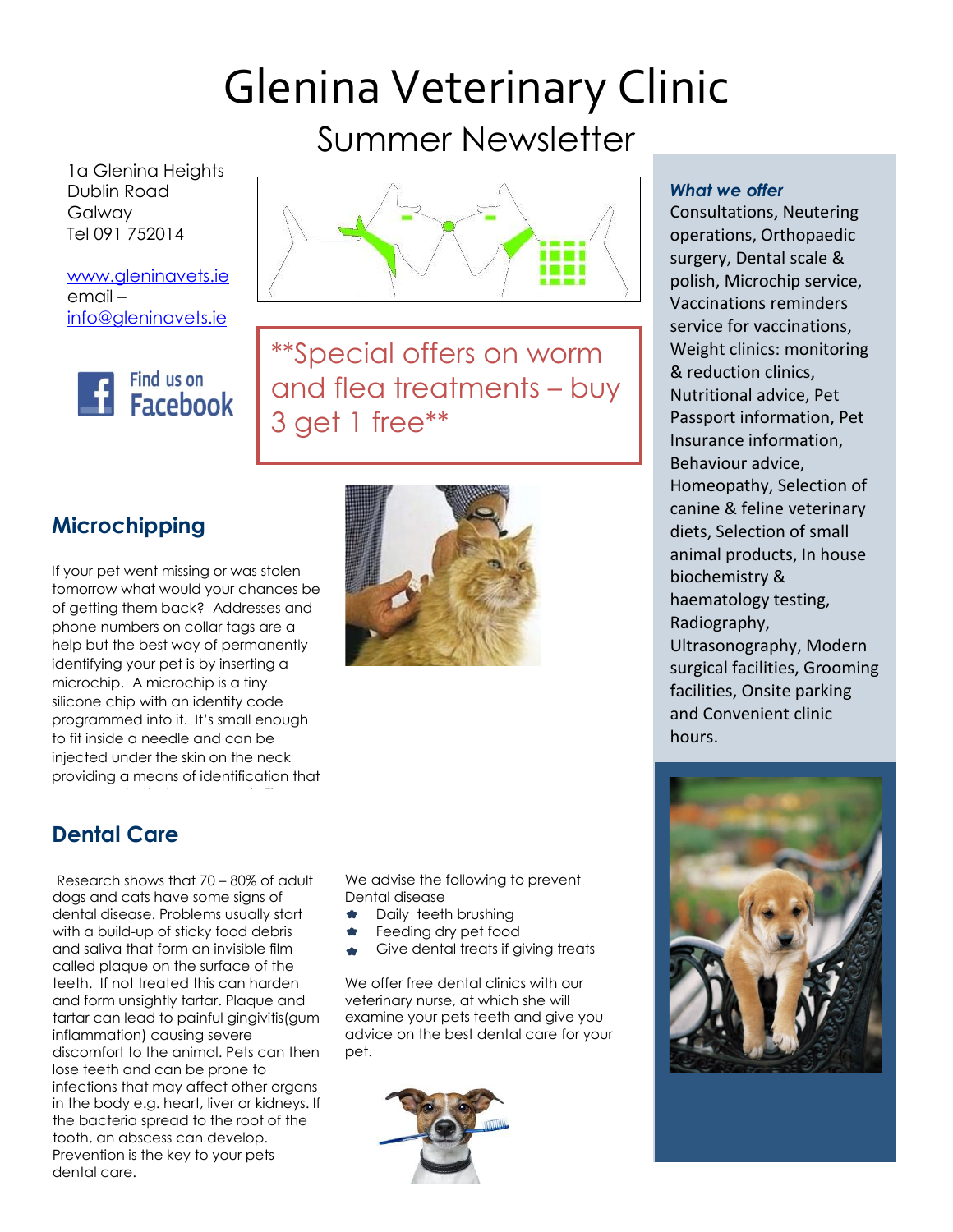# Glenina Veterinary Clinic

## Summer Newsletter

1a Glenina Heights
Dublin Road
Galway
Tel 091 752014

www.gleninavets.ie
email –
info@gleninavets.ie

Find us on Facebook

**Special offers on worm and flea treatments – buy 3 get 1 free**

## Microchipping

If your pet went missing or was stolen tomorrow what would your chances be of getting them back? Addresses and phone numbers on collar tags are a help but the best way of permanently identifying your pet is by inserting a microchip. A microchip is a tiny silicone chip with an identity code programmed into it. It's small enough to fit inside a needle and can be injected under the skin on the neck providing a means of identification that

## Dental Care

Research shows that 70 – 80% of adult dogs and cats have some signs of dental disease. Problems usually start with a build-up of sticky food debris and saliva that form an invisible film called plaque on the surface of the teeth. If not treated this can harden and form unsightly tartar. Plaque and tartar can lead to painful gingivitis(gum inflammation) causing severe discomfort to the animal. Pets can then lose teeth and can be prone to infections that may affect other organs in the body e.g. heart, liver or kidneys. If the bacteria spread to the root of the tooth, an abscess can develop. Prevention is the key to your pets dental care.

We advise the following to prevent Dental disease

- Daily teeth brushing
- Feeding dry pet food
- Give dental treats if giving treats

We offer free dental clinics with our veterinary nurse, at which she will examine your pets teeth and give you advice on the best dental care for your pet.

### *What we offer*

Consultations, Neutering operations, Orthopaedic surgery, Dental scale & polish, Microchip service, Vaccinations reminders service for vaccinations, Weight clinics: monitoring & reduction clinics, Nutritional advice, Pet Passport information, Pet Insurance information, Behaviour advice, Homeopathy, Selection of canine & feline veterinary diets, Selection of small animal products, In house biochemistry & haematology testing, Radiography, Ultrasonography, Modern surgical facilities, Grooming facilities, Onsite parking and Convenient clinic hours.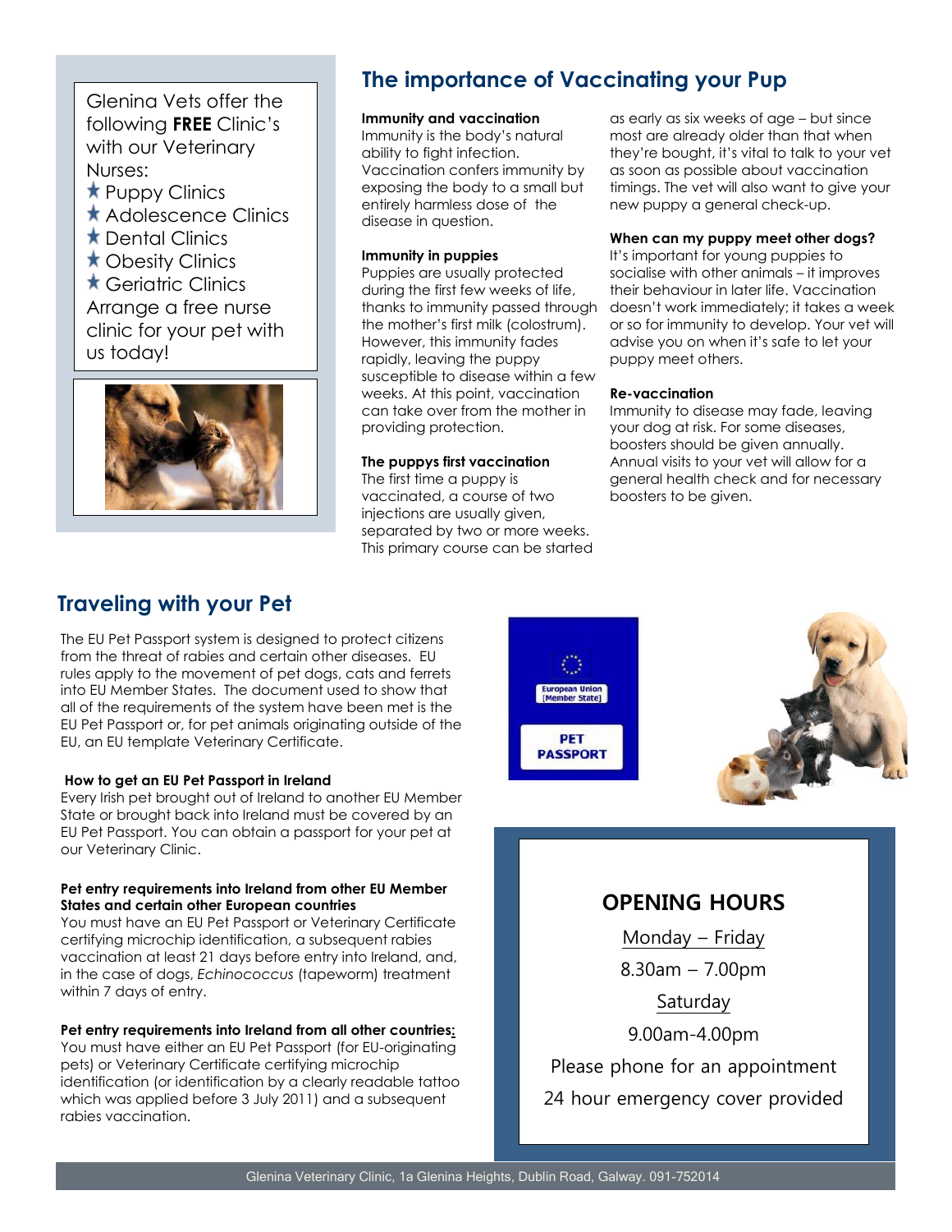Glenina Vets offer the following **FREE** Clinic's with our Veterinary Nurses:

- Puppy Clinics
- Adolescence Clinics
- Dental Clinics
- Obesity Clinics
- Geriatric Clinics

Arrange a free nurse clinic for your pet with us today!

## The importance of Vaccinating your Pup

**Immunity and vaccination**
Immunity is the body's natural ability to fight infection. Vaccination confers immunity by exposing the body to a small but entirely harmless dose of the disease in question.

**Immunity in puppies**
Puppies are usually protected during the first few weeks of life, thanks to immunity passed through the mother's first milk (colostrum). However, this immunity fades rapidly, leaving the puppy susceptible to disease within a few weeks. At this point, vaccination can take over from the mother in providing protection.

**The puppys first vaccination**
The first time a puppy is vaccinated, a course of two injections are usually given, separated by two or more weeks. This primary course can be started as early as six weeks of age – but since most are already older than that when they're bought, it's vital to talk to your vet as soon as possible about vaccination timings. The vet will also want to give your new puppy a general check-up.

**When can my puppy meet other dogs?**
It's important for young puppies to socialise with other animals – it improves their behaviour in later life. Vaccination doesn't work immediately; it takes a week or so for immunity to develop. Your vet will advise you on when it's safe to let your puppy meet others.

**Re-vaccination**
Immunity to disease may fade, leaving your dog at risk. For some diseases, boosters should be given annually. Annual visits to your vet will allow for a general health check and for necessary boosters to be given.

## Traveling with your Pet

The EU Pet Passport system is designed to protect citizens from the threat of rabies and certain other diseases. EU rules apply to the movement of pet dogs, cats and ferrets into EU Member States. The document used to show that all of the requirements of the system have been met is the EU Pet Passport or, for pet animals originating outside of the EU, an EU template Veterinary Certificate.

**How to get an EU Pet Passport in Ireland**
Every Irish pet brought out of Ireland to another EU Member State or brought back into Ireland must be covered by an EU Pet Passport. You can obtain a passport for your pet at our Veterinary Clinic.

**Pet entry requirements into Ireland from other EU Member States and certain other European countries**
You must have an EU Pet Passport or Veterinary Certificate certifying microchip identification, a subsequent rabies vaccination at least 21 days before entry into Ireland, and, in the case of dogs, *Echinococcus* (tapeworm) treatment within 7 days of entry.

**Pet entry requirements into Ireland from all other countries:**
You must have either an EU Pet Passport (for EU-originating pets) or Veterinary Certificate certifying microchip identification (or identification by a clearly readable tattoo which was applied before 3 July 2011) and a subsequent rabies vaccination.

European Union [Member State]
PET PASSPORT

### OPENING HOURS

Monday – Friday
8.30am – 7.00pm
Saturday
9.00am-4.00pm
Please phone for an appointment
24 hour emergency cover provided

Glenina Veterinary Clinic, 1a Glenina Heights, Dublin Road, Galway. 091-752014